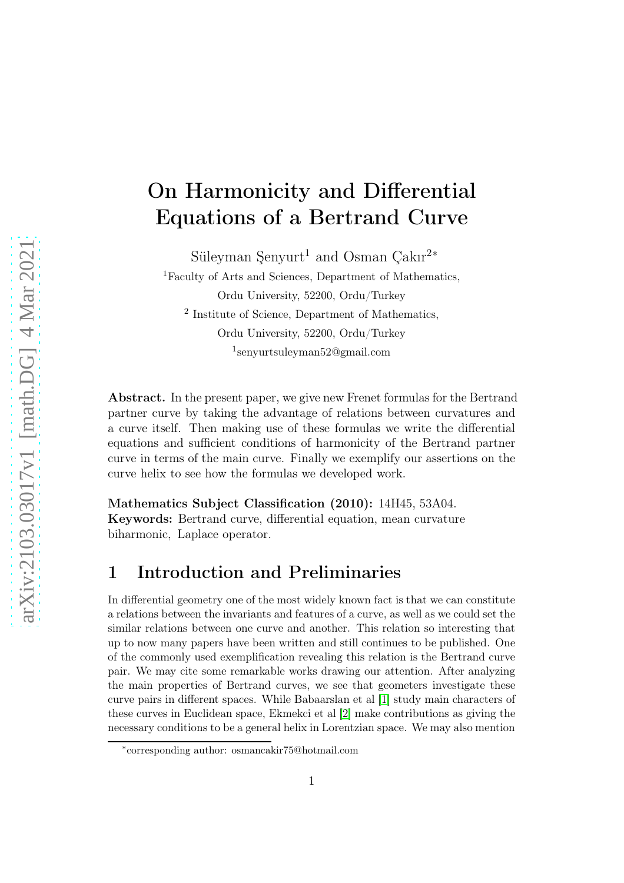# On Harmonicity and Differential Equations of a Bertrand Curve

Süleyman Şenyurt[1] and Osman Çakır[2]*

[1]Faculty of Arts and Sciences, Department of Mathematics, Ordu University, 52200, Ordu/Turkey

[2] Institute of Science, Department of Mathematics, Ordu University, 52200, Ordu/Turkey

[1]senyurtsuleyman52@gmail.com

**Abstract.** In the present paper, we give new Frenet formulas for the Bertrand partner curve by taking the advantage of relations between curvatures and a curve itself. Then making use of these formulas we write the differential equations and sufficient conditions of harmonicity of the Bertrand partner curve in terms of the main curve. Finally we exemplify our assertions on the curve helix to see how the formulas we developed work.

**Mathematics Subject Classification (2010):** 14H45, 53A04.
**Keywords:** Bertrand curve, differential equation, mean curvature biharmonic, Laplace operator.

## 1 Introduction and Preliminaries

In differential geometry one of the most widely known fact is that we can constitute a relations between the invariants and features of a curve, as well as we could set the similar relations between one curve and another. This relation so interesting that up to now many papers have been written and still continues to be published. One of the commonly used exemplification revealing this relation is the Bertrand curve pair. We may cite some remarkable works drawing our attention. After analyzing the main properties of Bertrand curves, we see that geometers investigate these curve pairs in different spaces. While Babaarslan et al [1] study main characters of these curves in Euclidean space, Ekmekci et al [2] make contributions as giving the necessary conditions to be a general helix in Lorentzian space. We may also mention

*corresponding author: osmancakir75@hotmail.com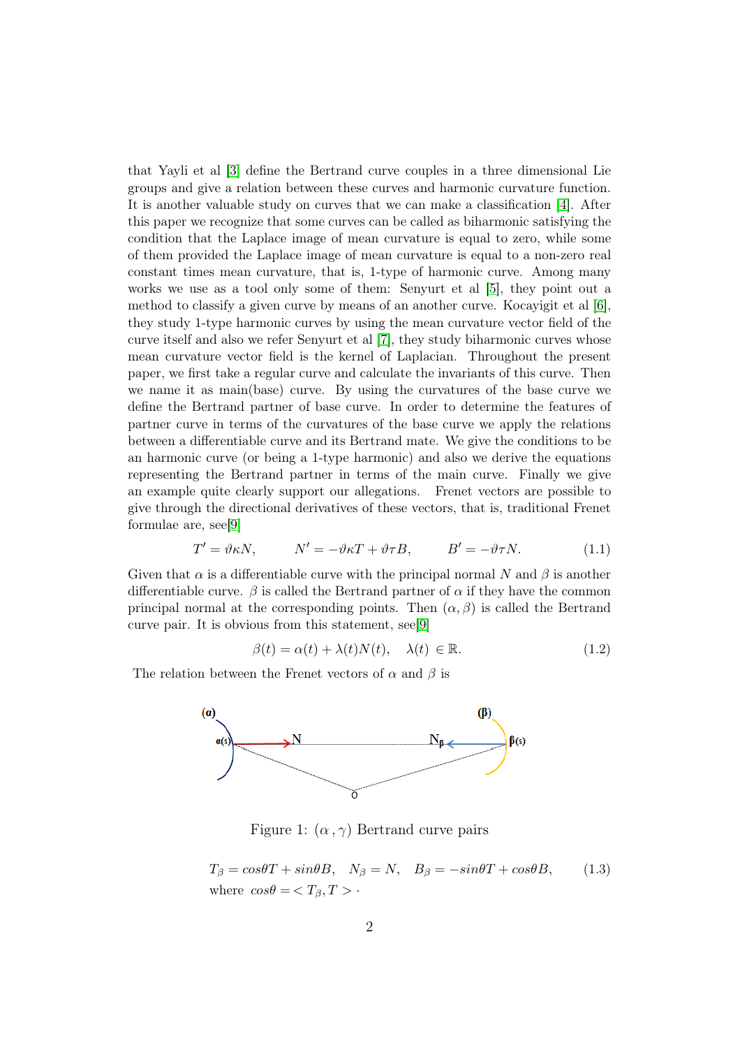that Yayli et al [3] define the Bertrand curve couples in a three dimensional Lie groups and give a relation between these curves and harmonic curvature function. It is another valuable study on curves that we can make a classification [4]. After this paper we recognize that some curves can be called as biharmonic satisfying the condition that the Laplace image of mean curvature is equal to zero, while some of them provided the Laplace image of mean curvature is equal to a non-zero real constant times mean curvature, that is, 1-type of harmonic curve. Among many works we use as a tool only some of them: Senyurt et al [5], they point out a method to classify a given curve by means of an another curve. Kocayigit et al [6], they study 1-type harmonic curves by using the mean curvature vector field of the curve itself and also we refer Senyurt et al [7], they study biharmonic curves whose mean curvature vector field is the kernel of Laplacian. Throughout the present paper, we first take a regular curve and calculate the invariants of this curve. Then we name it as main(base) curve. By using the curvatures of the base curve we define the Bertrand partner of base curve. In order to determine the features of partner curve in terms of the curvatures of the base curve we apply the relations between a differentiable curve and its Bertrand mate. We give the conditions to be an harmonic curve (or being a 1-type harmonic) and also we derive the equations representing the Bertrand partner in terms of the main curve. Finally we give an example quite clearly support our allegations. Frenet vectors are possible to give through the directional derivatives of these vectors, that is, traditional Frenet formulae are, see[9]

$$T' = \vartheta\kappa N, \qquad N' = -\vartheta\kappa T + \vartheta\tau B, \qquad B' = -\vartheta\tau N. \tag{1.1}$$

Given that $\alpha$ is a differentiable curve with the principal normal $N$ and $\beta$ is another differentiable curve. $\beta$ is called the Bertrand partner of $\alpha$ if they have the common principal normal at the corresponding points. Then $(\alpha, \beta)$ is called the Bertrand curve pair. It is obvious from this statement, see[9]

$$\beta(t) = \alpha(t) + \lambda(t)N(t), \quad \lambda(t) \in \mathbb{R}. \tag{1.2}$$

The relation between the Frenet vectors of $\alpha$ and $\beta$ is

Figure 1: $(\alpha\,,\gamma)$ Bertrand curve pairs

$$T_\beta = cos\theta T + sin\theta B, \quad N_\beta = N, \quad B_\beta = -sin\theta T + cos\theta B, \tag{1.3}$$

where $cos\theta = < T_\beta, T > \cdot$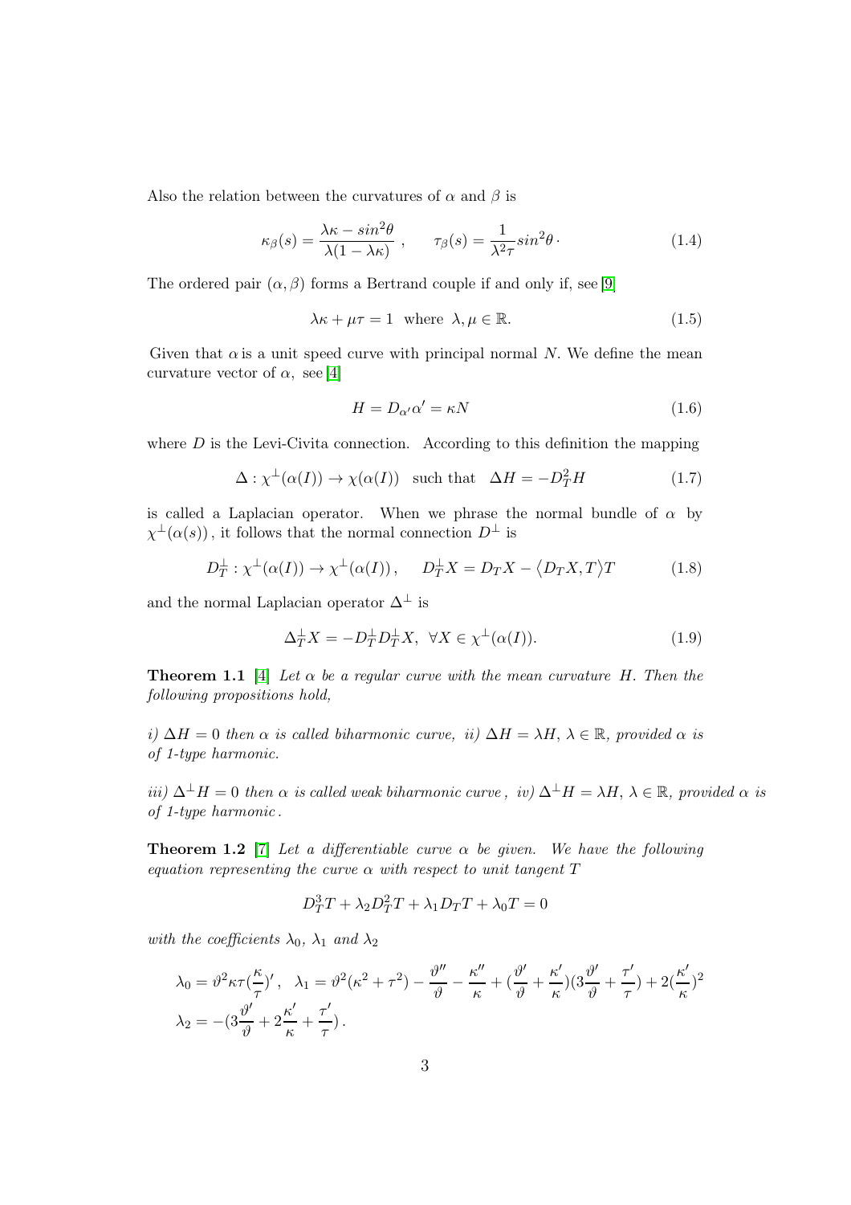Also the relation between the curvatures of $\alpha$ and $\beta$ is

$$\kappa_\beta(s) = \frac{\lambda\kappa - sin^2\theta}{\lambda(1-\lambda\kappa)}\,, \qquad \tau_\beta(s) = \frac{1}{\lambda^2\tau}sin^2\theta\,\cdot \tag{1.4}$$

The ordered pair $(\alpha, \beta)$ forms a Bertrand couple if and only if, see [9]

$$\lambda\kappa + \mu\tau = 1 \;\; \text{where} \;\; \lambda, \mu \in \mathbb{R}. \tag{1.5}$$

Given that $\alpha$ is a unit speed curve with principal normal $N$. We define the mean curvature vector of $\alpha$, see [4]

$$H = D_{\alpha'}\alpha' = \kappa N \tag{1.6}$$

where $D$ is the Levi-Civita connection. According to this definition the mapping

$$\Delta : \chi^{\perp}(\alpha(I)) \to \chi(\alpha(I)) \;\;\text{ such that }\;\; \Delta H = -D_T^2 H \tag{1.7}$$

is called a Laplacian operator. When we phrase the normal bundle of $\alpha$ by $\chi^{\perp}(\alpha(s))$, it follows that the normal connection $D^{\perp}$ is

$$D_T^{\perp} : \chi^{\perp}(\alpha(I)) \to \chi^{\perp}(\alpha(I))\,, \qquad D_T^{\perp}X = D_T X - \langle D_T X, T\rangle T \tag{1.8}$$

and the normal Laplacian operator $\Delta^{\perp}$ is

$$\Delta_T^{\perp}X = -D_T^{\perp}D_T^{\perp}X, \;\; \forall X \in \chi^{\perp}(\alpha(I)). \tag{1.9}$$

**Theorem 1.1** [4] *Let $\alpha$ be a regular curve with the mean curvature $H$. Then the following propositions hold,*

*i) $\Delta H = 0$ then $\alpha$ is called biharmonic curve, ii) $\Delta H = \lambda H$, $\lambda \in \mathbb{R}$, provided $\alpha$ is of 1-type harmonic.*

*iii) $\Delta^{\perp} H = 0$ then $\alpha$ is called weak biharmonic curve, iv) $\Delta^{\perp} H = \lambda H$, $\lambda \in \mathbb{R}$, provided $\alpha$ is of 1-type harmonic.*

**Theorem 1.2** [7] *Let a differentiable curve $\alpha$ be given. We have the following equation representing the curve $\alpha$ with respect to unit tangent $T$*

$$D_T^3 T + \lambda_2 D_T^2 T + \lambda_1 D_T T + \lambda_0 T = 0$$

*with the coefficients $\lambda_0$, $\lambda_1$ and $\lambda_2$*

$$\lambda_0 = \vartheta^2\kappa\tau(\frac{\kappa}{\tau})', \;\; \lambda_1 = \vartheta^2(\kappa^2+\tau^2) - \frac{\vartheta''}{\vartheta} - \frac{\kappa''}{\kappa} + (\frac{\vartheta'}{\vartheta} + \frac{\kappa'}{\kappa})(3\frac{\vartheta'}{\vartheta} + \frac{\tau'}{\tau}) + 2(\frac{\kappa'}{\kappa})^2$$

$$\lambda_2 = -(3\frac{\vartheta'}{\vartheta} + 2\frac{\kappa'}{\kappa} + \frac{\tau'}{\tau})\,.$$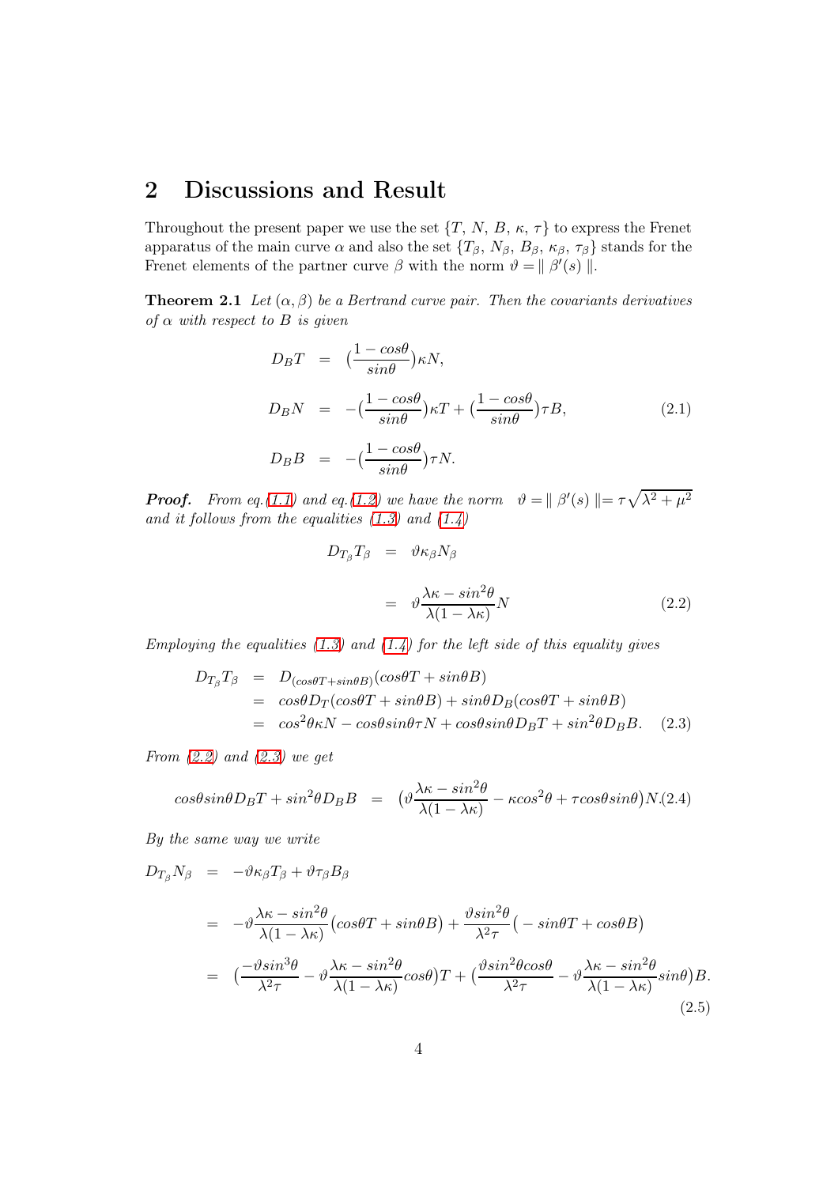# 2 Discussions and Result

Throughout the present paper we use the set $\{T,\ N,\ B,\ \kappa,\ \tau\}$ to express the Frenet apparatus of the main curve $\alpha$ and also the set $\{T_\beta,\ N_\beta,\ B_\beta,\ \kappa_\beta,\ \tau_\beta\}$ stands for the Frenet elements of the partner curve $\beta$ with the norm $\vartheta = \parallel \beta'(s) \parallel$.

**Theorem 2.1** *Let $(\alpha, \beta)$ be a Bertrand curve pair. Then the covariants derivatives of $\alpha$ with respect to $B$ is given*

$$
\begin{aligned}
D_B T &= \left(\frac{1-cos\theta}{sin\theta}\right)\kappa N, \\
D_B N &= -\left(\frac{1-cos\theta}{sin\theta}\right)\kappa T + \left(\frac{1-cos\theta}{sin\theta}\right)\tau B, \\
D_B B &= -\left(\frac{1-cos\theta}{sin\theta}\right)\tau N.
\end{aligned}
\tag{2.1}
$$

***Proof.*** *From eq.(1.1) and eq.(1.2) we have the norm $\vartheta = \parallel \beta'(s) \parallel = \tau\sqrt{\lambda^2+\mu^2}$ and it follows from the equalities (1.3) and (1.4)*

$$
\begin{aligned}
D_{T_\beta} T_\beta &= \vartheta \kappa_\beta N_\beta \\
&= \vartheta \frac{\lambda\kappa - sin^2\theta}{\lambda(1-\lambda\kappa)} N
\end{aligned}
\tag{2.2}
$$

*Employing the equalities (1.3) and (1.4) for the left side of this equality gives*

$$
\begin{aligned}
D_{T_\beta} T_\beta &= D_{(cos\theta T + sin\theta B)}(cos\theta T + sin\theta B) \\
&= cos\theta D_T(cos\theta T + sin\theta B) + sin\theta D_B(cos\theta T + sin\theta B) \\
&= cos^2\theta\kappa N - cos\theta sin\theta \tau N + cos\theta sin\theta D_B T + sin^2\theta D_B B.
\end{aligned}
\tag{2.3}
$$

*From (2.2) and (2.3) we get*

$$
cos\theta sin\theta D_B T + sin^2\theta D_B B = \left(\vartheta\frac{\lambda\kappa - sin^2\theta}{\lambda(1-\lambda\kappa)} - \kappa cos^2\theta + \tau cos\theta sin\theta\right)N. \tag{2.4}
$$

*By the same way we write*

$$
\begin{aligned}
D_{T_\beta} N_\beta &= -\vartheta\kappa_\beta T_\beta + \vartheta\tau_\beta B_\beta \\
&= -\vartheta\frac{\lambda\kappa - sin^2\theta}{\lambda(1-\lambda\kappa)}\left(cos\theta T + sin\theta B\right) + \frac{\vartheta sin^2\theta}{\lambda^2\tau}\left(-sin\theta T + cos\theta B\right) \\
&= \left(\frac{-\vartheta sin^3\theta}{\lambda^2\tau} - \vartheta\frac{\lambda\kappa - sin^2\theta}{\lambda(1-\lambda\kappa)}cos\theta\right)T + \left(\frac{\vartheta sin^2\theta cos\theta}{\lambda^2\tau} - \vartheta\frac{\lambda\kappa - sin^2\theta}{\lambda(1-\lambda\kappa)}sin\theta\right)B.
\end{aligned}
\tag{2.5}
$$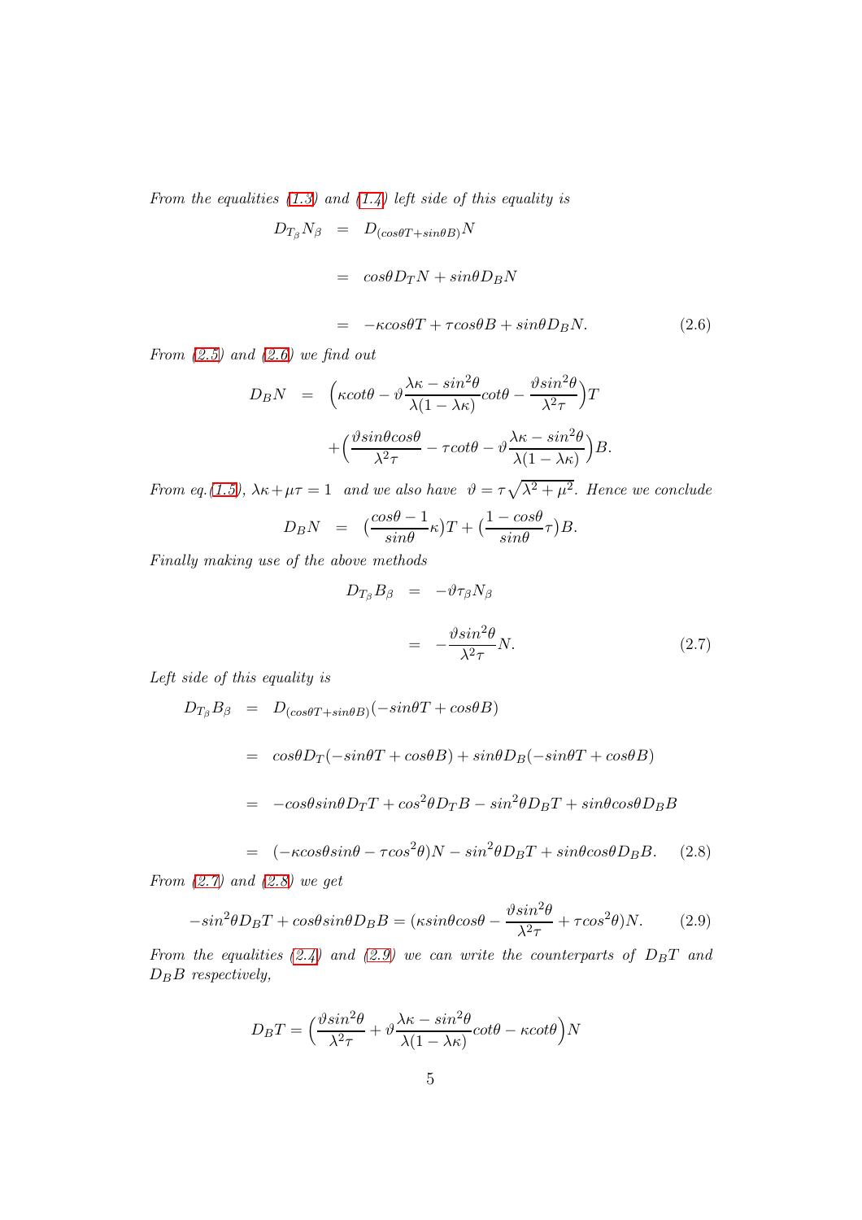*From the equalities (1.3) and (1.4) left side of this equality is*

$$\begin{aligned} D_{T_\beta} N_\beta &= D_{(cos\theta T + sin\theta B)} N \\ &= cos\theta D_T N + sin\theta D_B N \\ &= -\kappa cos\theta T + \tau cos\theta B + sin\theta D_B N. \end{aligned} \tag{2.6}$$

*From (2.5) and (2.6) we find out*

$$\begin{aligned} D_B N &= \Big(\kappa cot\theta - \vartheta \frac{\lambda\kappa - sin^2\theta}{\lambda(1-\lambda\kappa)} cot\theta - \frac{\vartheta sin^2\theta}{\lambda^2\tau}\Big) T \\ &+ \Big(\frac{\vartheta sin\theta cos\theta}{\lambda^2\tau} - \tau cot\theta - \vartheta \frac{\lambda\kappa - sin^2\theta}{\lambda(1-\lambda\kappa)}\Big) B. \end{aligned}$$

*From eq.(1.5),* $\lambda\kappa + \mu\tau = 1$ *and we also have* $\vartheta = \tau\sqrt{\lambda^2 + \mu^2}$. *Hence we conclude*

$$D_B N = \Big(\frac{cos\theta - 1}{sin\theta}\kappa\Big) T + \Big(\frac{1 - cos\theta}{sin\theta}\tau\Big) B.$$

*Finally making use of the above methods*

$$\begin{aligned} D_{T_\beta} B_\beta &= -\vartheta \tau_\beta N_\beta \\ &= -\frac{\vartheta sin^2\theta}{\lambda^2\tau} N. \end{aligned} \tag{2.7}$$

*Left side of this equality is*

$$\begin{aligned} D_{T_\beta} B_\beta &= D_{(cos\theta T + sin\theta B)}(-sin\theta T + cos\theta B) \\ &= cos\theta D_T(-sin\theta T + cos\theta B) + sin\theta D_B(-sin\theta T + cos\theta B) \\ &= -cos\theta sin\theta D_T T + cos^2\theta D_T B - sin^2\theta D_B T + sin\theta cos\theta D_B B \\ &= (-\kappa cos\theta sin\theta - \tau cos^2\theta) N - sin^2\theta D_B T + sin\theta cos\theta D_B B. \end{aligned} \tag{2.8}$$

*From (2.7) and (2.8) we get*

$$-sin^2\theta D_B T + cos\theta sin\theta D_B B = \Big(\kappa sin\theta cos\theta - \frac{\vartheta sin^2\theta}{\lambda^2\tau} + \tau cos^2\theta\Big) N. \tag{2.9}$$

*From the equalities (2.4) and (2.9) we can write the counterparts of* $D_B T$ *and* $D_B B$ *respectively,*

$$D_B T = \Big(\frac{\vartheta sin^2\theta}{\lambda^2\tau} + \vartheta \frac{\lambda\kappa - sin^2\theta}{\lambda(1-\lambda\kappa)} cot\theta - \kappa cot\theta\Big) N$$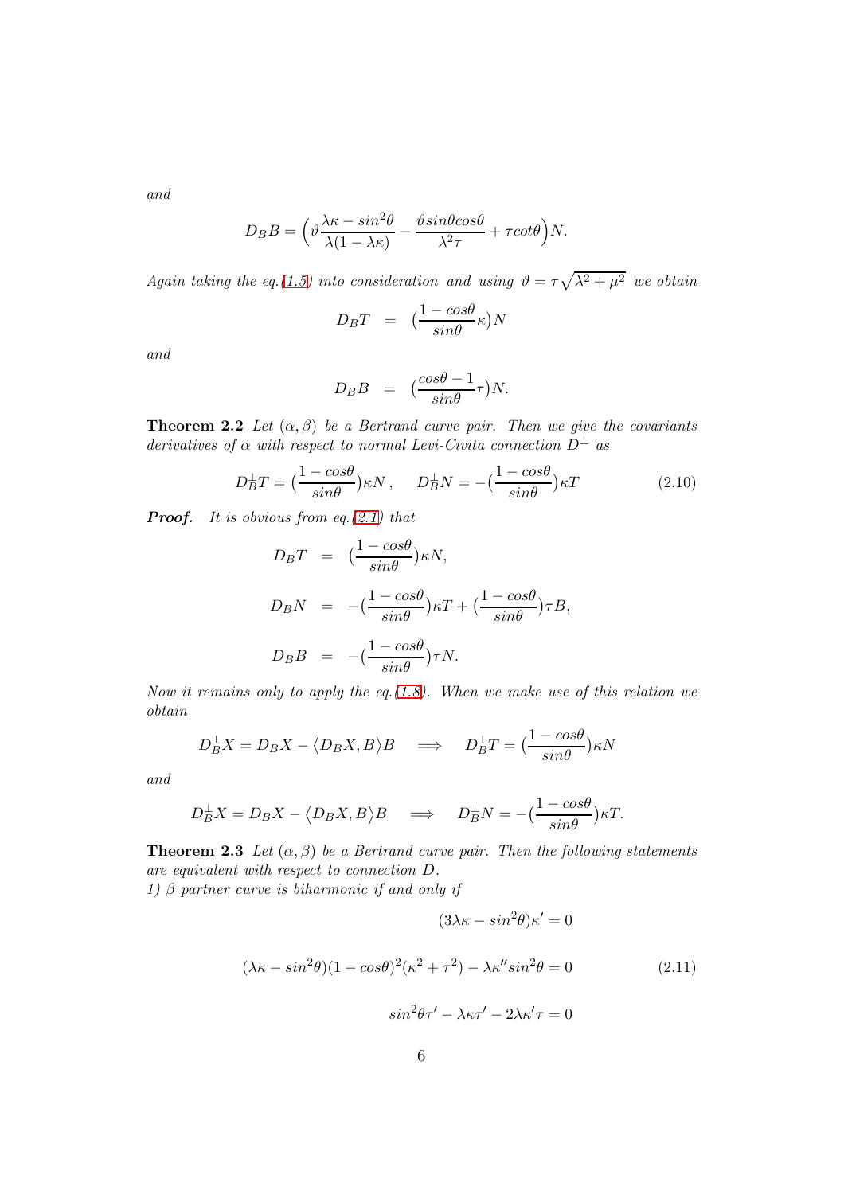*and*

$$D_B B = \Big(\vartheta \frac{\lambda\kappa - sin^2\theta}{\lambda(1-\lambda\kappa)} - \frac{\vartheta sin\theta cos\theta}{\lambda^2\tau} + \tau cot\theta\Big)N.$$

*Again taking the eq.(1.5) into consideration and using $\vartheta = \tau\sqrt{\lambda^2+\mu^2}$ we obtain*

$$D_B T \;=\; \big(\frac{1-cos\theta}{sin\theta}\kappa\big)N$$

*and*

$$D_B B \;=\; \big(\frac{cos\theta - 1}{sin\theta}\tau\big)N.$$

**Theorem 2.2** *Let $(\alpha,\beta)$ be a Bertrand curve pair. Then we give the covariants derivatives of $\alpha$ with respect to normal Levi-Civita connection $D^{\perp}$ as*

$$D_B^{\perp}T = \big(\frac{1-cos\theta}{sin\theta}\big)\kappa N\,, \qquad D_B^{\perp}N = -\big(\frac{1-cos\theta}{sin\theta}\big)\kappa T \tag{2.10}$$

***Proof.*** *It is obvious from eq.(2.1) that*

$$\begin{aligned}
D_B T &= \big(\frac{1-cos\theta}{sin\theta}\big)\kappa N,\\
D_B N &= -\big(\frac{1-cos\theta}{sin\theta}\big)\kappa T + \big(\frac{1-cos\theta}{sin\theta}\big)\tau B,\\
D_B B &= -\big(\frac{1-cos\theta}{sin\theta}\big)\tau N.
\end{aligned}$$

*Now it remains only to apply the eq.(1.8). When we make use of this relation we obtain*

$$D_B^{\perp}X = D_B X - \big\langle D_B X, B\big\rangle B \quad\Longrightarrow\quad D_B^{\perp}T = \big(\frac{1-cos\theta}{sin\theta}\big)\kappa N$$

*and*

$$D_B^{\perp}X = D_B X - \big\langle D_B X, B\big\rangle B \quad\Longrightarrow\quad D_B^{\perp}N = -\big(\frac{1-cos\theta}{sin\theta}\big)\kappa T.$$

**Theorem 2.3** *Let $(\alpha,\beta)$ be a Bertrand curve pair. Then the following statements are equivalent with respect to connection $D$.*
*1) $\beta$ partner curve is biharmonic if and only if*

$$\begin{aligned}
&(3\lambda\kappa - sin^2\theta)\kappa' = 0\\
&(\lambda\kappa - sin^2\theta)(1-cos\theta)^2(\kappa^2+\tau^2) - \lambda\kappa'' sin^2\theta = 0\\
&sin^2\theta\tau' - \lambda\kappa\tau' - 2\lambda\kappa'\tau = 0
\end{aligned} \tag{2.11}$$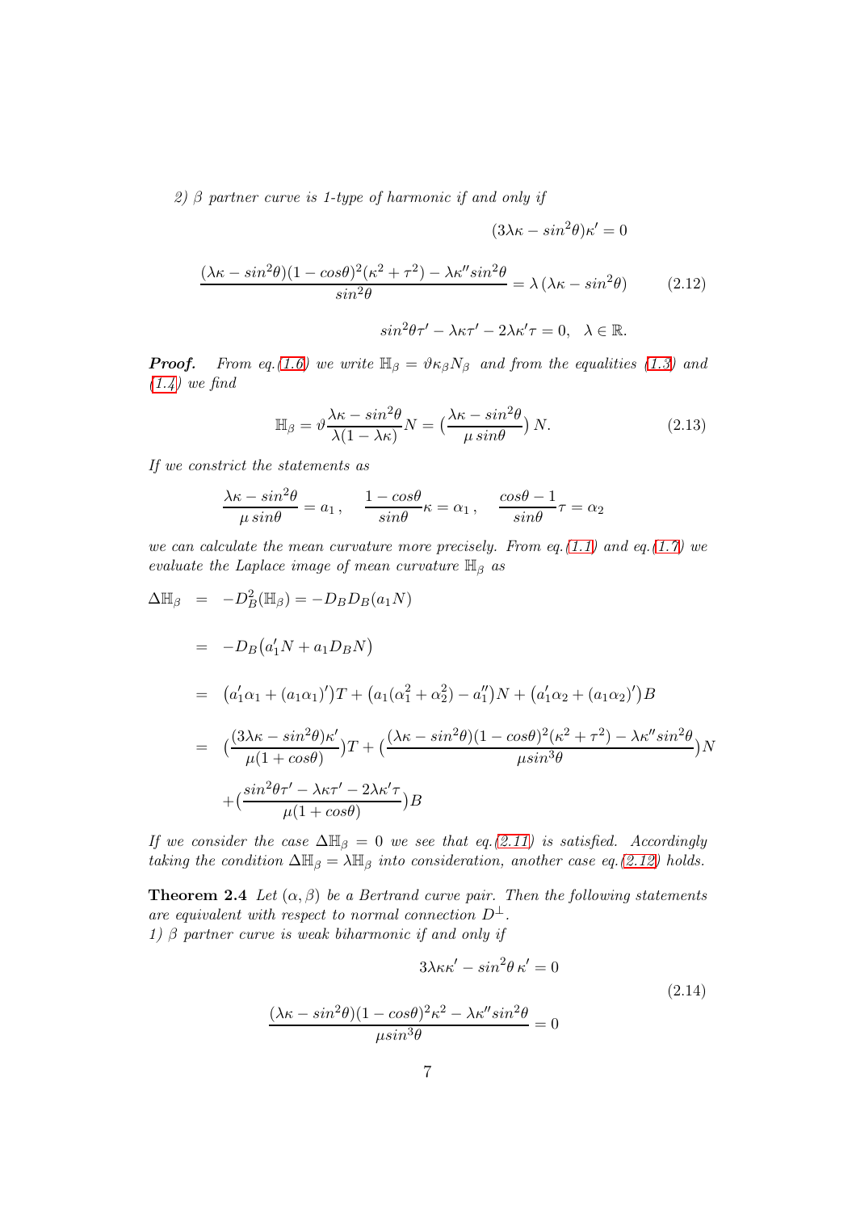*2) β partner curve is 1-type of harmonic if and only if*

$$(3\lambda\kappa - sin^2\theta)\kappa' = 0$$

$$\frac{(\lambda\kappa - sin^2\theta)(1-cos\theta)^2(\kappa^2+\tau^2) - \lambda\kappa'' sin^2\theta}{sin^2\theta} = \lambda\,(\lambda\kappa - sin^2\theta) \tag{2.12}$$

$$sin^2\theta\tau' - \lambda\kappa\tau' - 2\lambda\kappa'\tau = 0, \quad \lambda \in \mathbb{R}.$$

***Proof.*** *From eq.(1.6) we write $\mathbb{H}_\beta = \vartheta\kappa_\beta N_\beta$ and from the equalities (1.3) and (1.4) we find*

$$\mathbb{H}_\beta = \vartheta\frac{\lambda\kappa - sin^2\theta}{\lambda(1-\lambda\kappa)}N = \big(\frac{\lambda\kappa - sin^2\theta}{\mu\, sin\theta}\big)\,N. \tag{2.13}$$

*If we constrict the statements as*

$$\frac{\lambda\kappa - sin^2\theta}{\mu\, sin\theta} = a_1\,, \quad \frac{1-cos\theta}{sin\theta}\kappa = \alpha_1\,, \quad \frac{cos\theta - 1}{sin\theta}\tau = \alpha_2$$

*we can calculate the mean curvature more precisely. From eq.(1.1) and eq.(1.7) we evaluate the Laplace image of mean curvature $\mathbb{H}_\beta$ as*

$$\begin{aligned}
\Delta\mathbb{H}_\beta &= -D_B^2(\mathbb{H}_\beta) = -D_B D_B(a_1 N) \\
&= -D_B\big(a_1' N + a_1 D_B N\big) \\
&= \big(a_1'\alpha_1 + (a_1\alpha_1)'\big)T + \big(a_1(\alpha_1^2+\alpha_2^2) - a_1''\big)N + \big(a_1'\alpha_2 + (a_1\alpha_2)'\big)B \\
&= \big(\frac{(3\lambda\kappa - sin^2\theta)\kappa'}{\mu(1+cos\theta)}\big)T + \big(\frac{(\lambda\kappa - sin^2\theta)(1-cos\theta)^2(\kappa^2+\tau^2) - \lambda\kappa'' sin^2\theta}{\mu sin^3\theta}\big)N \\
&\quad + \big(\frac{sin^2\theta\tau' - \lambda\kappa\tau' - 2\lambda\kappa'\tau}{\mu(1+cos\theta)}\big)B
\end{aligned}$$

*If we consider the case $\Delta\mathbb{H}_\beta = 0$ we see that eq.(2.11) is satisfied. Accordingly taking the condition $\Delta\mathbb{H}_\beta = \lambda\mathbb{H}_\beta$ into consideration, another case eq.(2.12) holds.*

**Theorem 2.4** *Let $(\alpha, \beta)$ be a Bertrand curve pair. Then the following statements are equivalent with respect to normal connection $D^\perp$.*
*1) β partner curve is weak biharmonic if and only if*

$$3\lambda\kappa\kappa' - sin^2\theta\,\kappa' = 0$$

$$\frac{(\lambda\kappa - sin^2\theta)(1-cos\theta)^2\kappa^2 - \lambda\kappa'' sin^2\theta}{\mu sin^3\theta} = 0 \tag{2.14}$$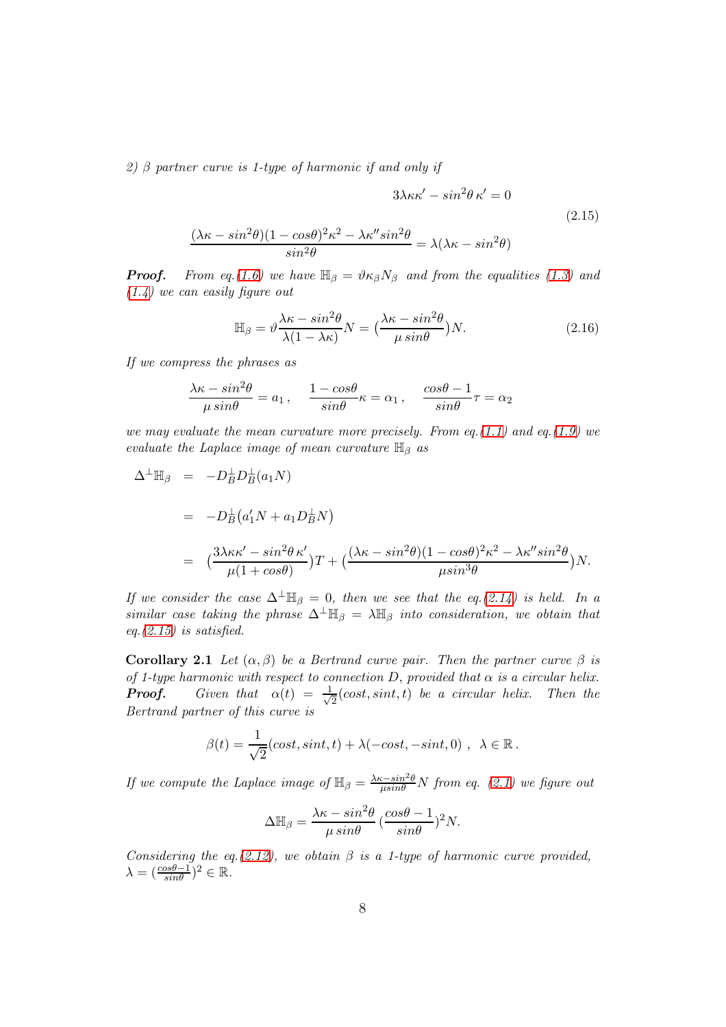*2) $\beta$ partner curve is 1-type of harmonic if and only if*

$$\begin{gathered} 3\lambda\kappa\kappa' - sin^2\theta\,\kappa' = 0 \\ \frac{(\lambda\kappa - sin^2\theta)(1-cos\theta)^2\kappa^2 - \lambda\kappa'' sin^2\theta}{sin^2\theta} = \lambda(\lambda\kappa - sin^2\theta) \end{gathered} \tag{2.15}$$

***Proof.*** *From eq.(1.6) we have $\mathbb{H}_\beta = \vartheta\kappa_\beta N_\beta$ and from the equalities (1.3) and (1.4) we can easily figure out*

$$\mathbb{H}_\beta = \vartheta\frac{\lambda\kappa - sin^2\theta}{\lambda(1-\lambda\kappa)}N = \big(\frac{\lambda\kappa - sin^2\theta}{\mu\, sin\theta}\big)N. \tag{2.16}$$

*If we compress the phrases as*

$$\frac{\lambda\kappa - sin^2\theta}{\mu\, sin\theta} = a_1\,, \quad \frac{1-cos\theta}{sin\theta}\kappa = \alpha_1\,, \quad \frac{cos\theta - 1}{sin\theta}\tau = \alpha_2$$

*we may evaluate the mean curvature more precisely. From eq.(1.1) and eq.(1.9) we evaluate the Laplace image of mean curvature $\mathbb{H}_\beta$ as*

$$\begin{aligned} \Delta^\perp\mathbb{H}_\beta &= -D_B^\perp D_B^\perp(a_1 N) \\ &= -D_B^\perp\big(a_1' N + a_1 D_B^\perp N\big) \\ &= \big(\frac{3\lambda\kappa\kappa' - sin^2\theta\,\kappa'}{\mu(1+cos\theta)}\big)T + \big(\frac{(\lambda\kappa - sin^2\theta)(1-cos\theta)^2\kappa^2 - \lambda\kappa'' sin^2\theta}{\mu sin^3\theta}\big)N. \end{aligned}$$

*If we consider the case $\Delta^\perp\mathbb{H}_\beta = 0$, then we see that the eq.(2.14) is held. In a similar case taking the phrase $\Delta^\perp\mathbb{H}_\beta = \lambda\mathbb{H}_\beta$ into consideration, we obtain that eq.(2.15) is satisfied.*

**Corollary 2.1** *Let $(\alpha, \beta)$ be a Bertrand curve pair. Then the partner curve $\beta$ is of 1-type harmonic with respect to connection $D$, provided that $\alpha$ is a circular helix.*
***Proof.*** *Given that $\alpha(t) = \frac{1}{\sqrt{2}}(cost, sint, t)$ be a circular helix. Then the Bertrand partner of this curve is*

$$\beta(t) = \frac{1}{\sqrt{2}}(cost, sint, t) + \lambda(-cost, -sint, 0)\ ,\ \ \lambda \in \mathbb{R}\,.$$

*If we compute the Laplace image of $\mathbb{H}_\beta = \frac{\lambda\kappa - sin^2\theta}{\mu sin\theta}N$ from eq. (2.1) we figure out*

$$\Delta\mathbb{H}_\beta = \frac{\lambda\kappa - sin^2\theta}{\mu\, sin\theta}\,(\frac{cos\theta - 1}{sin\theta})^2 N.$$

*Considering the eq.(2.12), we obtain $\beta$ is a 1-type of harmonic curve provided, $\lambda = (\frac{cos\theta - 1}{sin\theta})^2 \in \mathbb{R}$.*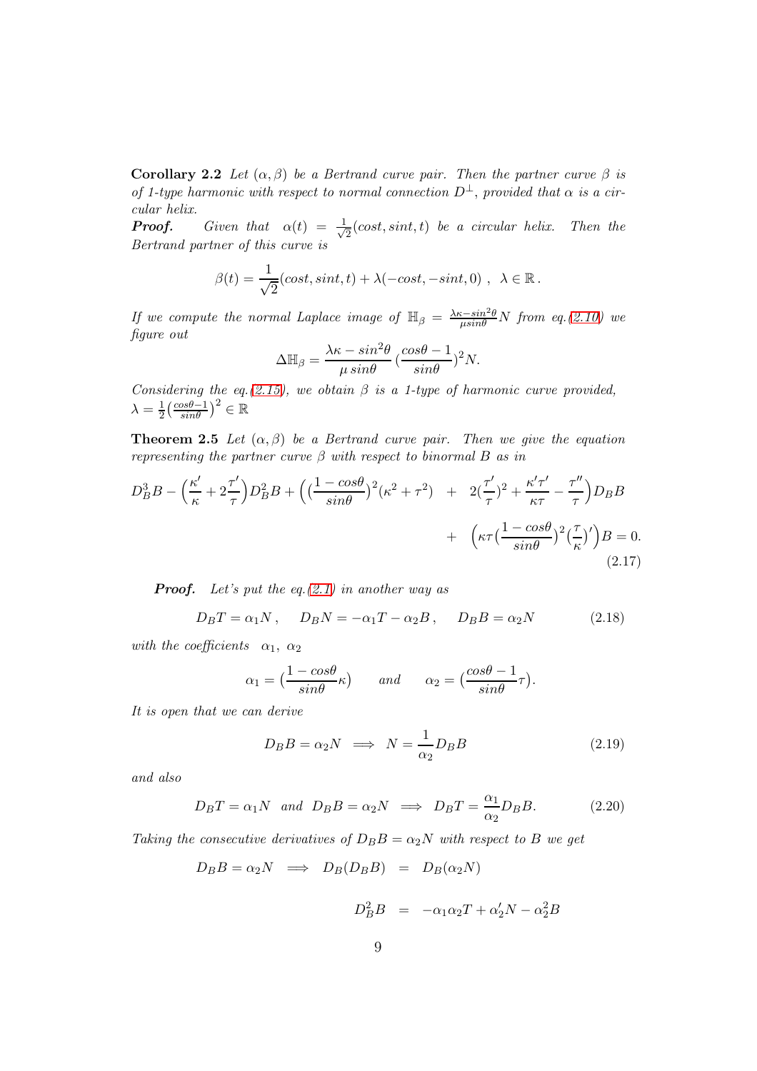**Corollary 2.2** *Let $(\alpha, \beta)$ be a Bertrand curve pair. Then the partner curve $\beta$ is of 1-type harmonic with respect to normal connection $D^{\perp}$, provided that $\alpha$ is a circular helix.*

***Proof.*** *Given that $\alpha(t) = \frac{1}{\sqrt{2}}(cost, sint, t)$ be a circular helix. Then the Bertrand partner of this curve is*

$$\beta(t) = \frac{1}{\sqrt{2}}(cost, sint, t) + \lambda(-cost, -sint, 0)\ ,\ \ \lambda \in \mathbb{R}\,.$$

*If we compute the normal Laplace image of $\mathbb{H}_{\beta} = \frac{\lambda\kappa - sin^2\theta}{\mu sin\theta}N$ from eq.(2.10) we figure out*

$$\Delta\mathbb{H}_{\beta} = \frac{\lambda\kappa - sin^2\theta}{\mu\, sin\theta}\,(\frac{cos\theta - 1}{sin\theta})^2 N.$$

*Considering the eq.(2.15), we obtain $\beta$ is a 1-type of harmonic curve provided, $\lambda = \frac{1}{2}\big(\frac{cos\theta-1}{sin\theta}\big)^2 \in \mathbb{R}$*

**Theorem 2.5** *Let $(\alpha, \beta)$ be a Bertrand curve pair. Then we give the equation representing the partner curve $\beta$ with respect to binormal $B$ as in*

$$D_B^3 B - \Big(\frac{\kappa'}{\kappa} + 2\frac{\tau'}{\tau}\Big)D_B^2 B + \Big((\frac{1-cos\theta}{sin\theta})^2(\kappa^2+\tau^2) \;+\; 2(\frac{\tau'}{\tau})^2 + \frac{\kappa'\tau'}{\kappa\tau} - \frac{\tau''}{\tau}\Big)D_B B \;+\; \Big(\kappa\tau\big(\frac{1-cos\theta}{sin\theta}\big)^2\big(\frac{\tau}{\kappa}\big)'\Big)B = 0. \tag{2.17}$$

***Proof.*** *Let's put the eq.(2.1) in another way as*

$$D_B T = \alpha_1 N\,, \quad D_B N = -\alpha_1 T - \alpha_2 B\,, \quad D_B B = \alpha_2 N \tag{2.18}$$

*with the coefficients $\alpha_1,\ \alpha_2$*

$$\alpha_1 = (\frac{1-cos\theta}{sin\theta}\kappa) \qquad and \qquad \alpha_2 = (\frac{cos\theta - 1}{sin\theta}\tau).$$

*It is open that we can derive*

$$D_B B = \alpha_2 N \implies N = \frac{1}{\alpha_2}D_B B \tag{2.19}$$

*and also*

$$D_B T = \alpha_1 N \ \ and\ \ D_B B = \alpha_2 N \implies D_B T = \frac{\alpha_1}{\alpha_2}D_B B. \tag{2.20}$$

*Taking the consecutive derivatives of $D_B B = \alpha_2 N$ with respect to $B$ we get*

$$D_B B = \alpha_2 N \implies D_B(D_B B) = D_B(\alpha_2 N)$$

$$D_B^2 B = -\alpha_1\alpha_2 T + \alpha_2' N - \alpha_2^2 B$$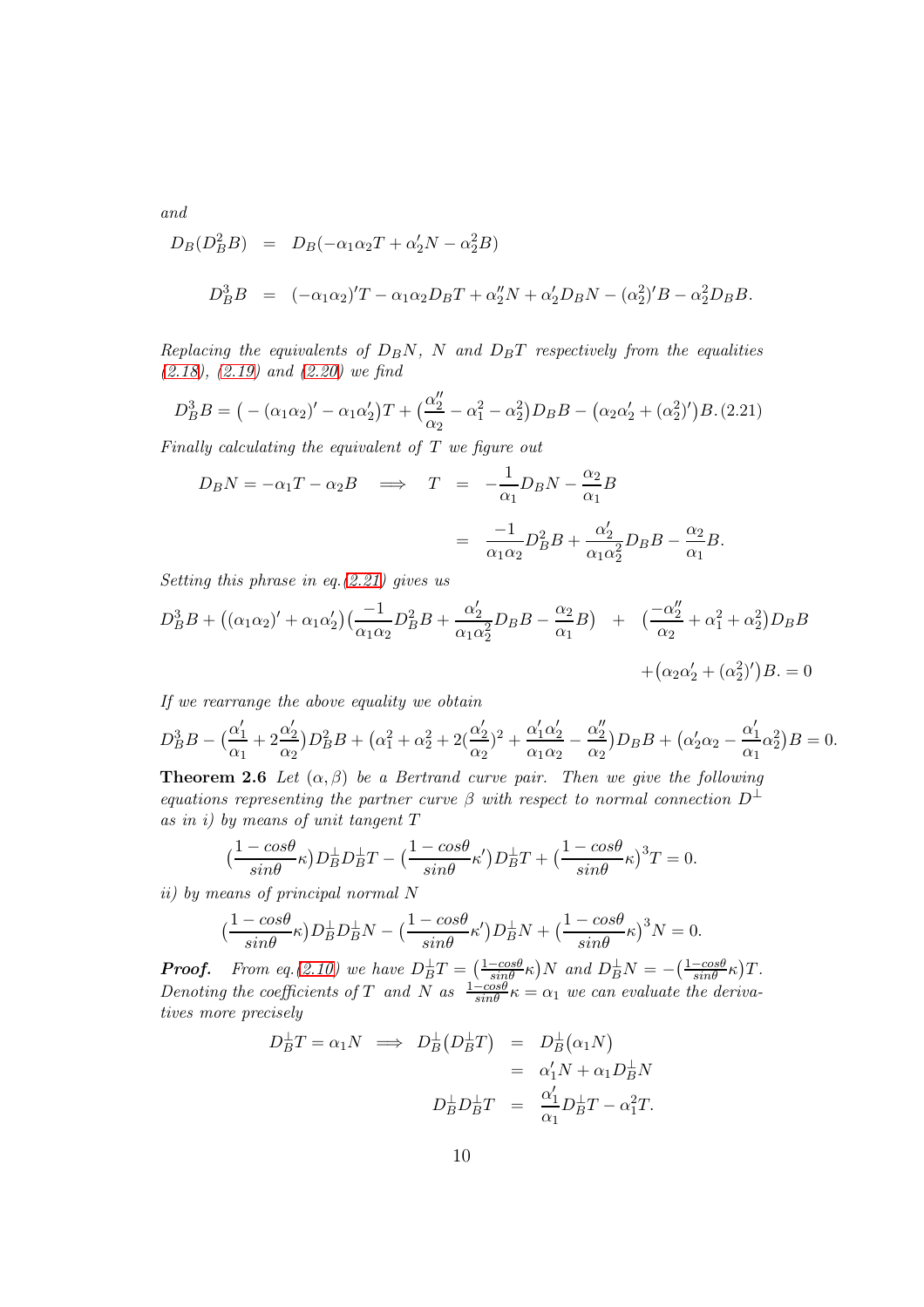*and*

$$
\begin{aligned}
D_B(D_B^2B) &= D_B(-\alpha_1\alpha_2 T + \alpha_2' N - \alpha_2^2 B) \\
D_B^3 B &= (-\alpha_1\alpha_2)' T - \alpha_1\alpha_2 D_B T + \alpha_2'' N + \alpha_2' D_B N - (\alpha_2^2)' B - \alpha_2^2 D_B B.
\end{aligned}
$$

*Replacing the equivalents of $D_BN$, $N$ and $D_BT$ respectively from the equalities (2.18), (2.19) and (2.20) we find*

$$
D_B^3 B = \big(-(\alpha_1\alpha_2)' - \alpha_1\alpha_2'\big)T + \big(\frac{\alpha_2''}{\alpha_2} - \alpha_1^2 - \alpha_2^2\big)D_B B - \big(\alpha_2\alpha_2' + (\alpha_2^2)'\big)B. \quad (2.21)
$$

*Finally calculating the equivalent of $T$ we figure out*

$$
\begin{aligned}
D_B N = -\alpha_1 T - \alpha_2 B \quad \Longrightarrow \quad T &= -\frac{1}{\alpha_1} D_B N - \frac{\alpha_2}{\alpha_1} B \\
&= \frac{-1}{\alpha_1\alpha_2} D_B^2 B + \frac{\alpha_2'}{\alpha_1\alpha_2^2} D_B B - \frac{\alpha_2}{\alpha_1} B.
\end{aligned}
$$

*Setting this phrase in eq.(2.21) gives us*

$$
\begin{aligned}
D_B^3 B + \big((\alpha_1\alpha_2)' + \alpha_1\alpha_2'\big)\big(\frac{-1}{\alpha_1\alpha_2} D_B^2 B + \frac{\alpha_2'}{\alpha_1\alpha_2^2} D_B B - \frac{\alpha_2}{\alpha_1} B\big) \quad &+ \quad \big(\frac{-\alpha_2''}{\alpha_2} + \alpha_1^2 + \alpha_2^2\big) D_B B \\
&+ \big(\alpha_2\alpha_2' + (\alpha_2^2)'\big)B. = 0
\end{aligned}
$$

*If we rearrange the above equality we obtain*

$$
D_B^3 B - \big(\frac{\alpha_1'}{\alpha_1} + 2\frac{\alpha_2'}{\alpha_2}\big) D_B^2 B + \big(\alpha_1^2 + \alpha_2^2 + 2(\frac{\alpha_2'}{\alpha_2})^2 + \frac{\alpha_1'\alpha_2'}{\alpha_1\alpha_2} - \frac{\alpha_2''}{\alpha_2}\big) D_B B + \big(\alpha_2'\alpha_2 - \frac{\alpha_1'}{\alpha_1}\alpha_2^2\big) B = 0.
$$

**Theorem 2.6** *Let $(\alpha, \beta)$ be a Bertrand curve pair. Then we give the following equations representing the partner curve $\beta$ with respect to normal connection $D^\perp$ as in i) by means of unit tangent $T$*

$$
\big(\frac{1 - cos\theta}{sin\theta}\kappa\big) D_B^\perp D_B^\perp T - \big(\frac{1 - cos\theta}{sin\theta}\kappa'\big) D_B^\perp T + \big(\frac{1 - cos\theta}{sin\theta}\kappa\big)^3 T = 0.
$$

*ii) by means of principal normal $N$*

$$
\big(\frac{1 - cos\theta}{sin\theta}\kappa\big) D_B^\perp D_B^\perp N - \big(\frac{1 - cos\theta}{sin\theta}\kappa'\big) D_B^\perp N + \big(\frac{1 - cos\theta}{sin\theta}\kappa\big)^3 N = 0.
$$

***Proof.*** *From eq.(2.10) we have $D_B^\perp T = \big(\frac{1-cos\theta}{sin\theta}\kappa\big)N$ and $D_B^\perp N = -\big(\frac{1-cos\theta}{sin\theta}\kappa\big)T$. Denoting the coefficients of $T$ and $N$ as $\frac{1-cos\theta}{sin\theta}\kappa = \alpha_1$ we can evaluate the derivatives more precisely*

$$
\begin{aligned}
D_B^\perp T = \alpha_1 N \implies D_B^\perp(D_B^\perp T) &= D_B^\perp(\alpha_1 N) \\
&= \alpha_1' N + \alpha_1 D_B^\perp N \\
D_B^\perp D_B^\perp T &= \frac{\alpha_1'}{\alpha_1} D_B^\perp T - \alpha_1^2 T.
\end{aligned}
$$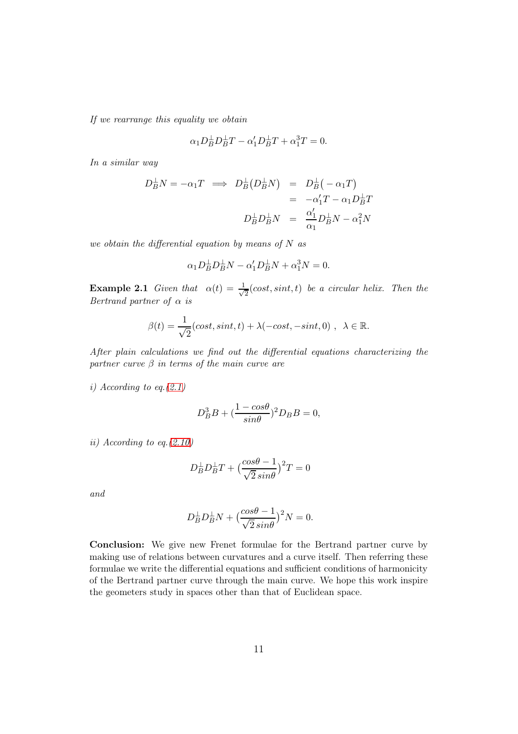*If we rearrange this equality we obtain*

$$\alpha_1 D_B^{\perp} D_B^{\perp} T - \alpha_1' D_B^{\perp} T + \alpha_1^3 T = 0.$$

*In a similar way*

$$\begin{aligned} D_B^{\perp} N = -\alpha_1 T \implies D_B^{\perp}\big(D_B^{\perp} N\big) &= D_B^{\perp}\big(-\alpha_1 T\big) \\ &= -\alpha_1' T - \alpha_1 D_B^{\perp} T \\ D_B^{\perp} D_B^{\perp} N &= \frac{\alpha_1'}{\alpha_1} D_B^{\perp} N - \alpha_1^2 N \end{aligned}$$

*we obtain the differential equation by means of $N$ as*

$$\alpha_1 D_B^{\perp} D_B^{\perp} N - \alpha_1' D_B^{\perp} N + \alpha_1^3 N = 0.$$

**Example 2.1** *Given that $\alpha(t) = \frac{1}{\sqrt{2}}(cost, sint, t)$ be a circular helix. Then the Bertrand partner of $\alpha$ is*

$$\beta(t) = \frac{1}{\sqrt{2}}(cost, sint, t) + \lambda(-cost, -sint, 0)\ ,\ \ \lambda \in \mathbb{R}.$$

*After plain calculations we find out the differential equations characterizing the partner curve $\beta$ in terms of the main curve are*

*i) According to eq.(2.1)*

$$D_B^3 B + \Big(\frac{1 - cos\theta}{sin\theta}\Big)^2 D_B B = 0,$$

*ii) According to eq.(2.10)*

$$D_B^{\perp} D_B^{\perp} T + \Big(\frac{cos\theta - 1}{\sqrt{2}\, sin\theta}\Big)^2 T = 0$$

*and*

$$D_B^{\perp} D_B^{\perp} N + \Big(\frac{cos\theta - 1}{\sqrt{2}\, sin\theta}\Big)^2 N = 0.$$

**Conclusion:** We give new Frenet formulae for the Bertrand partner curve by making use of relations between curvatures and a curve itself. Then referring these formulae we write the differential equations and sufficient conditions of harmonicity of the Bertrand partner curve through the main curve. We hope this work inspire the geometers study in spaces other than that of Euclidean space.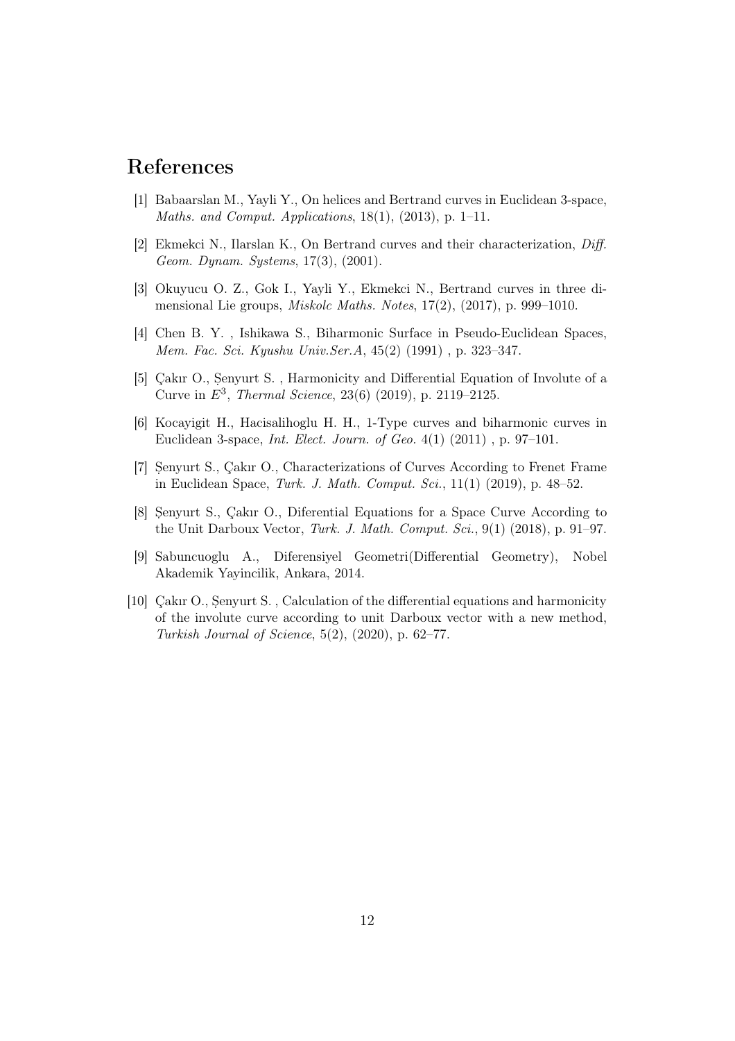# References

[1] Babaarslan M., Yayli Y., On helices and Bertrand curves in Euclidean 3-space, *Maths. and Comput. Applications*, 18(1), (2013), p. 1–11.

[2] Ekmekci N., Ilarslan K., On Bertrand curves and their characterization, *Diff. Geom. Dynam. Systems*, 17(3), (2001).

[3] Okuyucu O. Z., Gok I., Yayli Y., Ekmekci N., Bertrand curves in three dimensional Lie groups, *Miskolc Maths. Notes*, 17(2), (2017), p. 999–1010.

[4] Chen B. Y. , Ishikawa S., Biharmonic Surface in Pseudo-Euclidean Spaces, *Mem. Fac. Sci. Kyushu Univ.Ser.A*, 45(2) (1991) , p. 323–347.

[5] Çakır O., Şenyurt S. , Harmonicity and Differential Equation of Involute of a Curve in $E^3$, *Thermal Science*, 23(6) (2019), p. 2119–2125.

[6] Kocayigit H., Hacisalihoglu H. H., 1-Type curves and biharmonic curves in Euclidean 3-space, *Int. Elect. Journ. of Geo.* 4(1) (2011) , p. 97–101.

[7] Şenyurt S., Çakır O., Characterizations of Curves According to Frenet Frame in Euclidean Space, *Turk. J. Math. Comput. Sci.*, 11(1) (2019), p. 48–52.

[8] Şenyurt S., Çakır O., Diferential Equations for a Space Curve According to the Unit Darboux Vector, *Turk. J. Math. Comput. Sci.*, 9(1) (2018), p. 91–97.

[9] Sabuncuoglu A., Diferensiyel Geometri(Differential Geometry), Nobel Akademik Yayincilik, Ankara, 2014.

[10] Çakır O., Şenyurt S. , Calculation of the differential equations and harmonicity of the involute curve according to unit Darboux vector with a new method, *Turkish Journal of Science*, 5(2), (2020), p. 62–77.